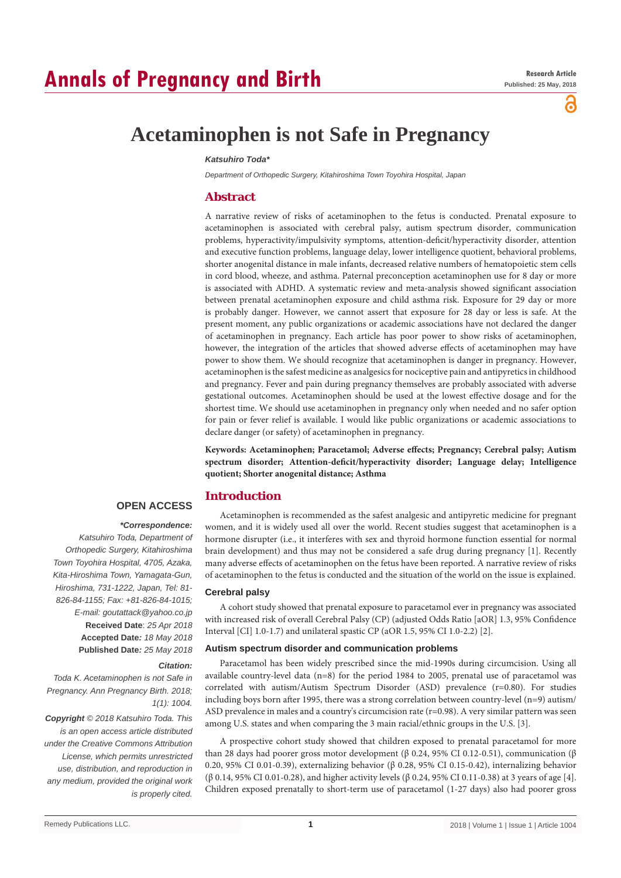Annals of Pregnancy and Birth

Research Article
Published: 25 May, 2018

# Acetaminophen is not Safe in Pregnancy

*Katsuhiro Toda**

*Department of Orthopedic Surgery, Kitahiroshima Town Toyohira Hospital, Japan*

## Abstract

A narrative review of risks of acetaminophen to the fetus is conducted. Prenatal exposure to acetaminophen is associated with cerebral palsy, autism spectrum disorder, communication problems, hyperactivity/impulsivity symptoms, attention-deficit/hyperactivity disorder, attention and executive function problems, language delay, lower intelligence quotient, behavioral problems, shorter anogenital distance in male infants, decreased relative numbers of hematopoietic stem cells in cord blood, wheeze, and asthma. Paternal preconception acetaminophen use for 8 day or more is associated with ADHD. A systematic review and meta-analysis showed significant association between prenatal acetaminophen exposure and child asthma risk. Exposure for 29 day or more is probably danger. However, we cannot assert that exposure for 28 day or less is safe. At the present moment, any public organizations or academic associations have not declared the danger of acetaminophen in pregnancy. Each article has poor power to show risks of acetaminophen, however, the integration of the articles that showed adverse effects of acetaminophen may have power to show them. We should recognize that acetaminophen is danger in pregnancy. However, acetaminophen is the safest medicine as analgesics for nociceptive pain and antipyretics in childhood and pregnancy. Fever and pain during pregnancy themselves are probably associated with adverse gestational outcomes. Acetaminophen should be used at the lowest effective dosage and for the shortest time. We should use acetaminophen in pregnancy only when needed and no safer option for pain or fever relief is available. I would like public organizations or academic associations to declare danger (or safety) of acetaminophen in pregnancy.

**Keywords: Acetaminophen; Paracetamol; Adverse effects; Pregnancy; Cerebral palsy; Autism spectrum disorder; Attention-deficit/hyperactivity disorder; Language delay; Intelligence quotient; Shorter anogenital distance; Asthma**

**OPEN ACCESS**

***Correspondence:***

*Katsuhiro Toda, Department of Orthopedic Surgery, Kitahiroshima Town Toyohira Hospital, 4705, Azaka, Kita-Hiroshima Town, Yamagata-Gun, Hiroshima, 731-1222, Japan, Tel: 81-826-84-1155; Fax: +81-826-84-1015; E-mail: goutattack@yahoo.co.jp*

**Received Date**: *25 Apr 2018*

**Accepted Date***: 18 May 2018*

**Published Date***: 25 May 2018*

***Citation:***

*Toda K. Acetaminophen is not Safe in Pregnancy. Ann Pregnancy Birth. 2018; 1(1): 1004.*

***Copyright** © 2018 Katsuhiro Toda. This is an open access article distributed under the Creative Commons Attribution License, which permits unrestricted use, distribution, and reproduction in any medium, provided the original work is properly cited.*

## Introduction

Acetaminophen is recommended as the safest analgesic and antipyretic medicine for pregnant women, and it is widely used all over the world. Recent studies suggest that acetaminophen is a hormone disrupter (i.e., it interferes with sex and thyroid hormone function essential for normal brain development) and thus may not be considered a safe drug during pregnancy [1]. Recently many adverse effects of acetaminophen on the fetus have been reported. A narrative review of risks of acetaminophen to the fetus is conducted and the situation of the world on the issue is explained.

### Cerebral palsy

A cohort study showed that prenatal exposure to paracetamol ever in pregnancy was associated with increased risk of overall Cerebral Palsy (CP) (adjusted Odds Ratio [aOR] 1.3, 95% Confidence Interval [CI] 1.0-1.7) and unilateral spastic CP (aOR 1.5, 95% CI 1.0-2.2) [2].

### Autism spectrum disorder and communication problems

Paracetamol has been widely prescribed since the mid-1990s during circumcision. Using all available country-level data (n=8) for the period 1984 to 2005, prenatal use of paracetamol was correlated with autism/Autism Spectrum Disorder (ASD) prevalence (r=0.80). For studies including boys born after 1995, there was a strong correlation between country-level (n=9) autism/ASD prevalence in males and a country's circumcision rate (r=0.98). A very similar pattern was seen among U.S. states and when comparing the 3 main racial/ethnic groups in the U.S. [3].

A prospective cohort study showed that children exposed to prenatal paracetamol for more than 28 days had poorer gross motor development (β 0.24, 95% CI 0.12-0.51), communication (β 0.20, 95% CI 0.01-0.39), externalizing behavior (β 0.28, 95% CI 0.15-0.42), internalizing behavior (β 0.14, 95% CI 0.01-0.28), and higher activity levels (β 0.24, 95% CI 0.11-0.38) at 3 years of age [4]. Children exposed prenatally to short-term use of paracetamol (1-27 days) also had poorer gross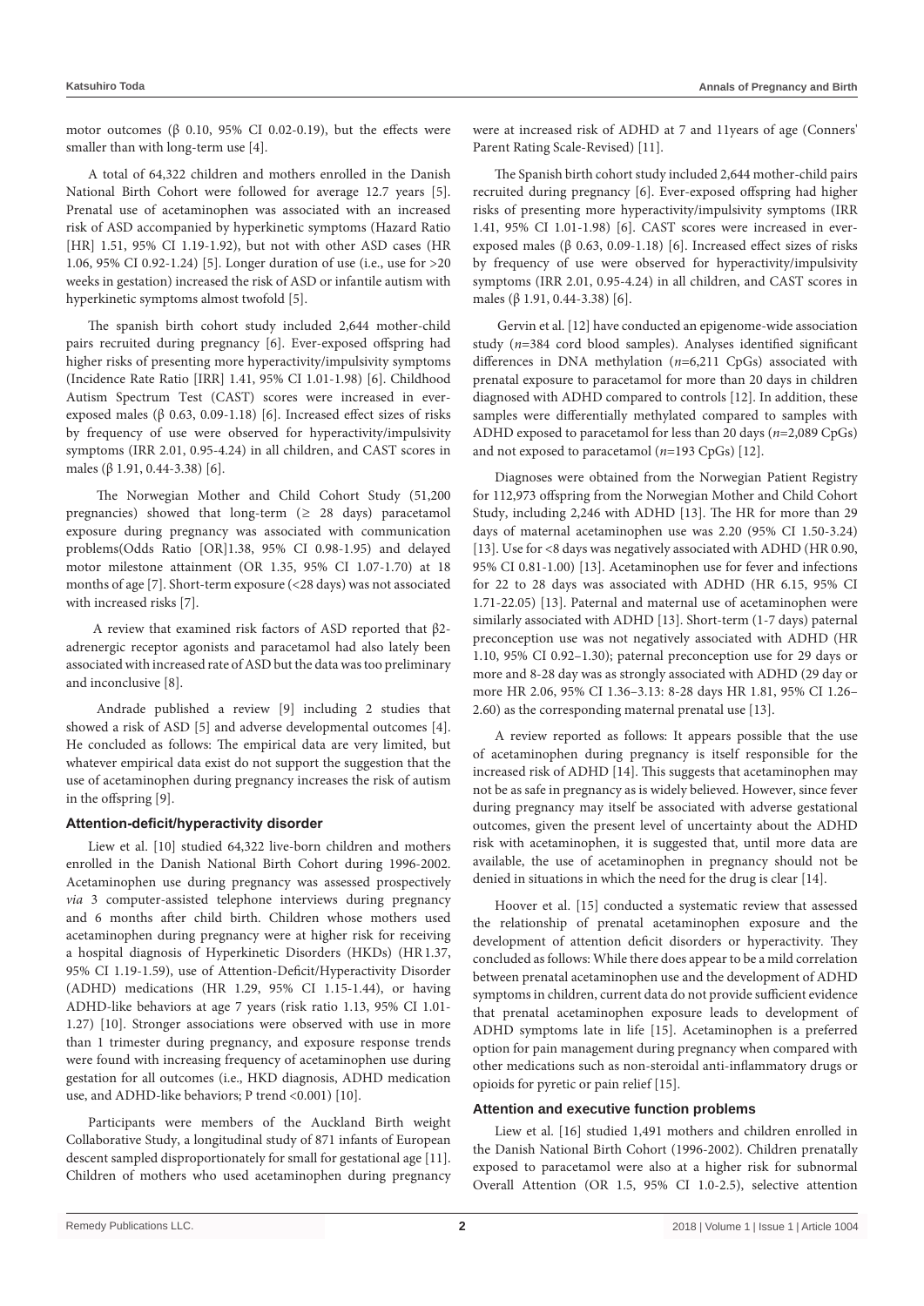motor outcomes (β 0.10, 95% CI 0.02-0.19), but the effects were smaller than with long-term use [4].

A total of 64,322 children and mothers enrolled in the Danish National Birth Cohort were followed for average 12.7 years [5]. Prenatal use of acetaminophen was associated with an increased risk of ASD accompanied by hyperkinetic symptoms (Hazard Ratio [HR] 1.51, 95% CI 1.19-1.92), but not with other ASD cases (HR 1.06, 95% CI 0.92-1.24) [5]. Longer duration of use (i.e., use for >20 weeks in gestation) increased the risk of ASD or infantile autism with hyperkinetic symptoms almost twofold [5].

The spanish birth cohort study included 2,644 mother-child pairs recruited during pregnancy [6]. Ever-exposed offspring had higher risks of presenting more hyperactivity/impulsivity symptoms (Incidence Rate Ratio [IRR] 1.41, 95% CI 1.01-1.98) [6]. Childhood Autism Spectrum Test (CAST) scores were increased in ever-exposed males (β 0.63, 0.09-1.18) [6]. Increased effect sizes of risks by frequency of use were observed for hyperactivity/impulsivity symptoms (IRR 2.01, 0.95-4.24) in all children, and CAST scores in males (β 1.91, 0.44-3.38) [6].

The Norwegian Mother and Child Cohort Study (51,200 pregnancies) showed that long-term (≥ 28 days) paracetamol exposure during pregnancy was associated with communication problems(Odds Ratio [OR]1.38, 95% CI 0.98-1.95) and delayed motor milestone attainment (OR 1.35, 95% CI 1.07-1.70) at 18 months of age [7]. Short-term exposure (<28 days) was not associated with increased risks [7].

A review that examined risk factors of ASD reported that β2-adrenergic receptor agonists and paracetamol had also lately been associated with increased rate of ASD but the data was too preliminary and inconclusive [8].

Andrade published a review [9] including 2 studies that showed a risk of ASD [5] and adverse developmental outcomes [4]. He concluded as follows: The empirical data are very limited, but whatever empirical data exist do not support the suggestion that the use of acetaminophen during pregnancy increases the risk of autism in the offspring [9].

### Attention-deficit/hyperactivity disorder

Liew et al. [10] studied 64,322 live-born children and mothers enrolled in the Danish National Birth Cohort during 1996-2002. Acetaminophen use during pregnancy was assessed prospectively *via* 3 computer-assisted telephone interviews during pregnancy and 6 months after child birth. Children whose mothers used acetaminophen during pregnancy were at higher risk for receiving a hospital diagnosis of Hyperkinetic Disorders (HKDs) (HR 1.37, 95% CI 1.19-1.59), use of Attention-Deficit/Hyperactivity Disorder (ADHD) medications (HR 1.29, 95% CI 1.15-1.44), or having ADHD-like behaviors at age 7 years (risk ratio 1.13, 95% CI 1.01-1.27) [10]. Stronger associations were observed with use in more than 1 trimester during pregnancy, and exposure response trends were found with increasing frequency of acetaminophen use during gestation for all outcomes (i.e., HKD diagnosis, ADHD medication use, and ADHD-like behaviors; P trend <0.001) [10].

Participants were members of the Auckland Birth weight Collaborative Study, a longitudinal study of 871 infants of European descent sampled disproportionately for small for gestational age [11]. Children of mothers who used acetaminophen during pregnancy were at increased risk of ADHD at 7 and 11years of age (Conners' Parent Rating Scale-Revised) [11].

The Spanish birth cohort study included 2,644 mother-child pairs recruited during pregnancy [6]. Ever-exposed offspring had higher risks of presenting more hyperactivity/impulsivity symptoms (IRR 1.41, 95% CI 1.01-1.98) [6]. CAST scores were increased in ever-exposed males (β 0.63, 0.09-1.18) [6]. Increased effect sizes of risks by frequency of use were observed for hyperactivity/impulsivity symptoms (IRR 2.01, 0.95-4.24) in all children, and CAST scores in males (β 1.91, 0.44-3.38) [6].

Gervin et al. [12] have conducted an epigenome-wide association study (*n*=384 cord blood samples). Analyses identified significant differences in DNA methylation (*n*=6,211 CpGs) associated with prenatal exposure to paracetamol for more than 20 days in children diagnosed with ADHD compared to controls [12]. In addition, these samples were differentially methylated compared to samples with ADHD exposed to paracetamol for less than 20 days (*n*=2,089 CpGs) and not exposed to paracetamol (*n*=193 CpGs) [12].

Diagnoses were obtained from the Norwegian Patient Registry for 112,973 offspring from the Norwegian Mother and Child Cohort Study, including 2,246 with ADHD [13]. The HR for more than 29 days of maternal acetaminophen use was 2.20 (95% CI 1.50-3.24) [13]. Use for <8 days was negatively associated with ADHD (HR 0.90, 95% CI 0.81-1.00) [13]. Acetaminophen use for fever and infections for 22 to 28 days was associated with ADHD (HR 6.15, 95% CI 1.71-22.05) [13]. Paternal and maternal use of acetaminophen were similarly associated with ADHD [13]. Short-term (1-7 days) paternal preconception use was not negatively associated with ADHD (HR 1.10, 95% CI 0.92–1.30); paternal preconception use for 29 days or more and 8-28 day was as strongly associated with ADHD (29 day or more HR 2.06, 95% CI 1.36–3.13: 8-28 days HR 1.81, 95% CI 1.26–2.60) as the corresponding maternal prenatal use [13].

A review reported as follows: It appears possible that the use of acetaminophen during pregnancy is itself responsible for the increased risk of ADHD [14]. This suggests that acetaminophen may not be as safe in pregnancy as is widely believed. However, since fever during pregnancy may itself be associated with adverse gestational outcomes, given the present level of uncertainty about the ADHD risk with acetaminophen, it is suggested that, until more data are available, the use of acetaminophen in pregnancy should not be denied in situations in which the need for the drug is clear [14].

Hoover et al. [15] conducted a systematic review that assessed the relationship of prenatal acetaminophen exposure and the development of attention deficit disorders or hyperactivity. They concluded as follows: While there does appear to be a mild correlation between prenatal acetaminophen use and the development of ADHD symptoms in children, current data do not provide sufficient evidence that prenatal acetaminophen exposure leads to development of ADHD symptoms late in life [15]. Acetaminophen is a preferred option for pain management during pregnancy when compared with other medications such as non-steroidal anti-inflammatory drugs or opioids for pyretic or pain relief [15].

### Attention and executive function problems

Liew et al. [16] studied 1,491 mothers and children enrolled in the Danish National Birth Cohort (1996-2002). Children prenatally exposed to paracetamol were also at a higher risk for subnormal Overall Attention (OR 1.5, 95% CI 1.0-2.5), selective attention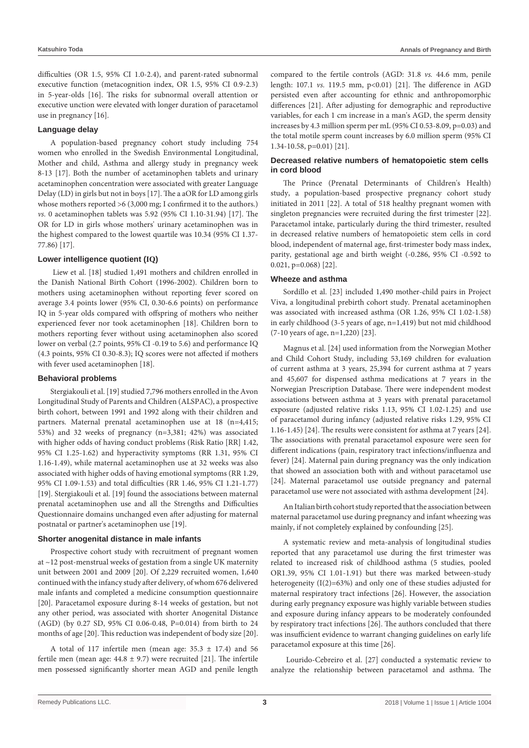difficulties (OR 1.5, 95% CI 1.0-2.4), and parent-rated subnormal executive function (metacognition index, OR 1.5, 95% CI 0.9-2.3) in 5-year-olds [16]. The risks for subnormal overall attention or executive unction were elevated with longer duration of paracetamol use in pregnancy [16].

### Language delay

A population-based pregnancy cohort study including 754 women who enrolled in the Swedish Environmental Longitudinal, Mother and child, Asthma and allergy study in pregnancy week 8-13 [17]. Both the number of acetaminophen tablets and urinary acetaminophen concentration were associated with greater Language Delay (LD) in girls but not in boys [17]. The a aOR for LD among girls whose mothers reported >6 (3,000 mg; I confirmed it to the authors.) *vs.* 0 acetaminophen tablets was 5.92 (95% CI 1.10-31.94) [17]. The OR for LD in girls whose mothers' urinary acetaminophen was in the highest compared to the lowest quartile was 10.34 (95% CI 1.37-77.86) [17].

### Lower intelligence quotient (IQ)

Liew et al. [18] studied 1,491 mothers and children enrolled in the Danish National Birth Cohort (1996-2002). Children born to mothers using acetaminophen without reporting fever scored on average 3.4 points lower (95% CI, 0.30-6.6 points) on performance IQ in 5-year olds compared with offspring of mothers who neither experienced fever nor took acetaminophen [18]. Children born to mothers reporting fever without using acetaminophen also scored lower on verbal (2.7 points, 95% CI -0.19 to 5.6) and performance IQ (4.3 points, 95% CI 0.30-8.3); IQ scores were not affected if mothers with fever used acetaminophen [18].

### Behavioral problems

Stergiakouli et al. [19] studied 7,796 mothers enrolled in the Avon Longitudinal Study of Parents and Children (ALSPAC), a prospective birth cohort, between 1991 and 1992 along with their children and partners. Maternal prenatal acetaminophen use at 18 (n=4,415; 53%) and 32 weeks of pregnancy (n=3,381; 42%) was associated with higher odds of having conduct problems (Risk Ratio [RR] 1.42, 95% CI 1.25-1.62) and hyperactivity symptoms (RR 1.31, 95% CI 1.16-1.49), while maternal acetaminophen use at 32 weeks was also associated with higher odds of having emotional symptoms (RR 1.29, 95% CI 1.09-1.53) and total difficulties (RR 1.46, 95% CI 1.21-1.77) [19]. Stergiakouli et al. [19] found the associations between maternal prenatal acetaminophen use and all the Strengths and Difficulties Questionnaire domains unchanged even after adjusting for maternal postnatal or partner's acetaminophen use [19].

### Shorter anogenital distance in male infants

Prospective cohort study with recruitment of pregnant women at ~12 post-menstrual weeks of gestation from a single UK maternity unit between 2001 and 2009 [20]. Of 2,229 recruited women, 1,640 continued with the infancy study after delivery, of whom 676 delivered male infants and completed a medicine consumption questionnaire [20]. Paracetamol exposure during 8-14 weeks of gestation, but not any other period, was associated with shorter Anogenital Distance (AGD) (by 0.27 SD, 95% CI 0.06-0.48, P=0.014) from birth to 24 months of age [20]. This reduction was independent of body size [20].

A total of 117 infertile men (mean age: 35.3 ± 17.4) and 56 fertile men (mean age: 44.8 ± 9.7) were recruited [21]. The infertile men possessed significantly shorter mean AGD and penile length compared to the fertile controls (AGD: 31.8 *vs.* 44.6 mm, penile length: 107.1 *vs.* 119.5 mm, p<0.01) [21]. The difference in AGD persisted even after accounting for ethnic and anthropomorphic differences [21]. After adjusting for demographic and reproductive variables, for each 1 cm increase in a man's AGD, the sperm density increases by 4.3 million sperm per mL (95% CI 0.53-8.09, p=0.03) and the total motile sperm count increases by 6.0 million sperm (95% CI 1.34-10.58, p=0.01) [21].

### Decreased relative numbers of hematopoietic stem cells in cord blood

The Prince (Prenatal Determinants of Children's Health) study, a population-based prospective pregnancy cohort study initiated in 2011 [22]. A total of 518 healthy pregnant women with singleton pregnancies were recruited during the first trimester [22]. Paracetamol intake, particularly during the third trimester, resulted in decreased relative numbers of hematopoietic stem cells in cord blood, independent of maternal age, first-trimester body mass index, parity, gestational age and birth weight (-0.286, 95% CI -0.592 to 0.021, p=0.068) [22].

### Wheeze and asthma

Sordillo et al. [23] included 1,490 mother-child pairs in Project Viva, a longitudinal prebirth cohort study. Prenatal acetaminophen was associated with increased asthma (OR 1.26, 95% CI 1.02-1.58) in early childhood (3-5 years of age, n=1,419) but not mid childhood (7-10 years of age, n=1,220) [23].

Magnus et al. [24] used information from the Norwegian Mother and Child Cohort Study, including 53,169 children for evaluation of current asthma at 3 years, 25,394 for current asthma at 7 years and 45,607 for dispensed asthma medications at 7 years in the Norwegian Prescription Database. There were independent modest associations between asthma at 3 years with prenatal paracetamol exposure (adjusted relative risks 1.13, 95% CI 1.02-1.25) and use of paracetamol during infancy (adjusted relative risks 1.29, 95% CI 1.16-1.45) [24]. The results were consistent for asthma at 7 years [24]. The associations with prenatal paracetamol exposure were seen for different indications (pain, respiratory tract infections/influenza and fever) [24]. Maternal pain during pregnancy was the only indication that showed an association both with and without paracetamol use [24]. Maternal paracetamol use outside pregnancy and paternal paracetamol use were not associated with asthma development [24].

An Italian birth cohort study reported that the association between maternal paracetamol use during pregnancy and infant wheezing was mainly, if not completely explained by confounding [25].

A systematic review and meta-analysis of longitudinal studies reported that any paracetamol use during the first trimester was related to increased risk of childhood asthma (5 studies, pooled OR1.39, 95% CI 1.01-1.91) but there was marked between-study heterogeneity (I(2)=63%) and only one of these studies adjusted for maternal respiratory tract infections [26]. However, the association during early pregnancy exposure was highly variable between studies and exposure during infancy appears to be moderately confounded by respiratory tract infections [26]. The authors concluded that there was insufficient evidence to warrant changing guidelines on early life paracetamol exposure at this time [26].

Lourido-Cebreiro et al. [27] conducted a systematic review to analyze the relationship between paracetamol and asthma. The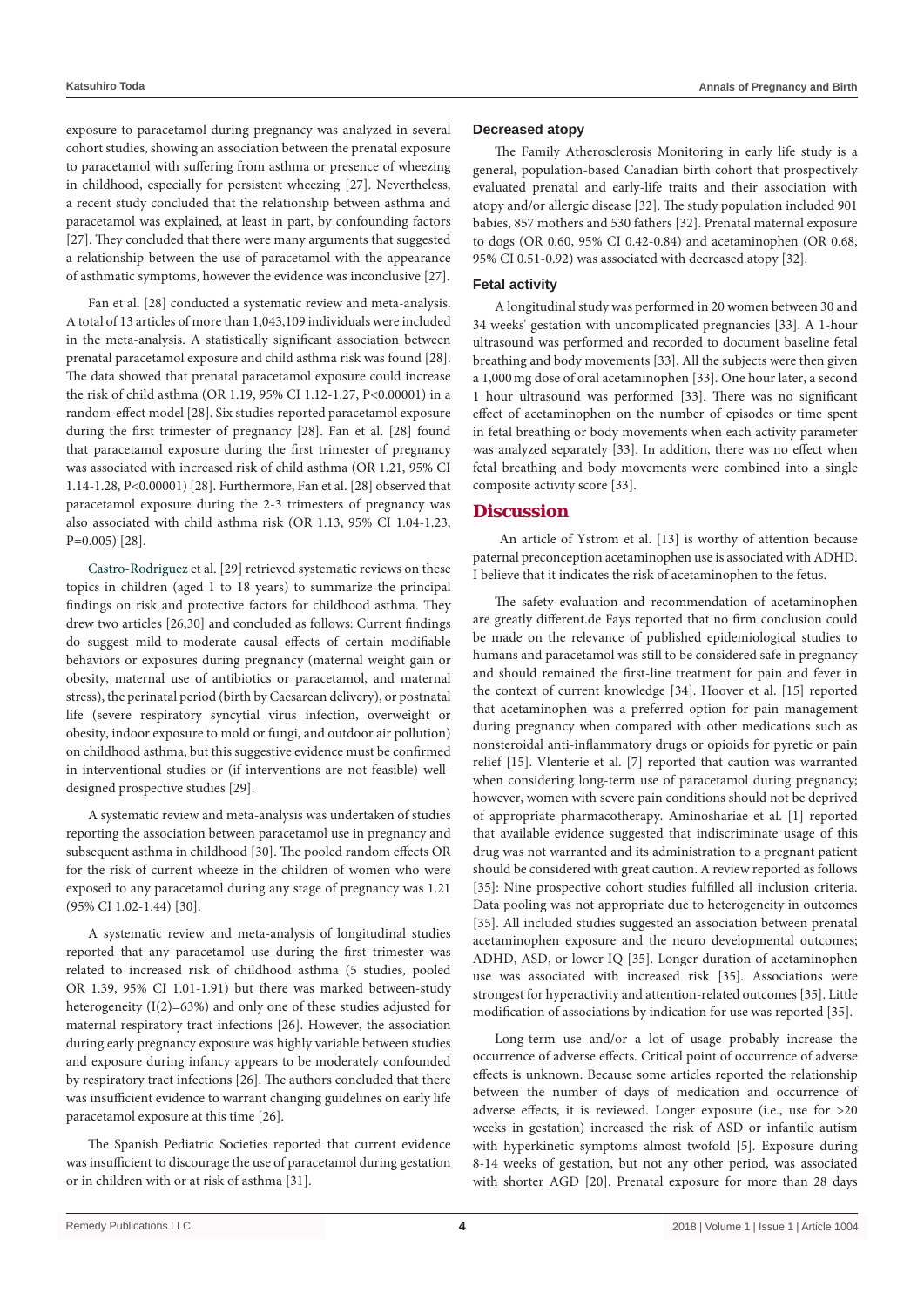exposure to paracetamol during pregnancy was analyzed in several cohort studies, showing an association between the prenatal exposure to paracetamol with suffering from asthma or presence of wheezing in childhood, especially for persistent wheezing [27]. Nevertheless, a recent study concluded that the relationship between asthma and paracetamol was explained, at least in part, by confounding factors [27]. They concluded that there were many arguments that suggested a relationship between the use of paracetamol with the appearance of asthmatic symptoms, however the evidence was inconclusive [27].

Fan et al. [28] conducted a systematic review and meta-analysis. A total of 13 articles of more than 1,043,109 individuals were included in the meta-analysis. A statistically significant association between prenatal paracetamol exposure and child asthma risk was found [28]. The data showed that prenatal paracetamol exposure could increase the risk of child asthma (OR 1.19, 95% CI 1.12-1.27, P<0.00001) in a random-effect model [28]. Six studies reported paracetamol exposure during the first trimester of pregnancy [28]. Fan et al. [28] found that paracetamol exposure during the first trimester of pregnancy was associated with increased risk of child asthma (OR 1.21, 95% CI 1.14-1.28, P<0.00001) [28]. Furthermore, Fan et al. [28] observed that paracetamol exposure during the 2-3 trimesters of pregnancy was also associated with child asthma risk (OR 1.13, 95% CI 1.04-1.23, P=0.005) [28].

Castro-Rodriguez et al. [29] retrieved systematic reviews on these topics in children (aged 1 to 18 years) to summarize the principal findings on risk and protective factors for childhood asthma. They drew two articles [26,30] and concluded as follows: Current findings do suggest mild-to-moderate causal effects of certain modifiable behaviors or exposures during pregnancy (maternal weight gain or obesity, maternal use of antibiotics or paracetamol, and maternal stress), the perinatal period (birth by Caesarean delivery), or postnatal life (severe respiratory syncytial virus infection, overweight or obesity, indoor exposure to mold or fungi, and outdoor air pollution) on childhood asthma, but this suggestive evidence must be confirmed in interventional studies or (if interventions are not feasible) well-designed prospective studies [29].

A systematic review and meta-analysis was undertaken of studies reporting the association between paracetamol use in pregnancy and subsequent asthma in childhood [30]. The pooled random effects OR for the risk of current wheeze in the children of women who were exposed to any paracetamol during any stage of pregnancy was 1.21 (95% CI 1.02-1.44) [30].

A systematic review and meta-analysis of longitudinal studies reported that any paracetamol use during the first trimester was related to increased risk of childhood asthma (5 studies, pooled OR 1.39, 95% CI 1.01-1.91) but there was marked between-study heterogeneity (I(2)=63%) and only one of these studies adjusted for maternal respiratory tract infections [26]. However, the association during early pregnancy exposure was highly variable between studies and exposure during infancy appears to be moderately confounded by respiratory tract infections [26]. The authors concluded that there was insufficient evidence to warrant changing guidelines on early life paracetamol exposure at this time [26].

The Spanish Pediatric Societies reported that current evidence was insufficient to discourage the use of paracetamol during gestation or in children with or at risk of asthma [31].

### Decreased atopy

The Family Atherosclerosis Monitoring in early life study is a general, population-based Canadian birth cohort that prospectively evaluated prenatal and early-life traits and their association with atopy and/or allergic disease [32]. The study population included 901 babies, 857 mothers and 530 fathers [32]. Prenatal maternal exposure to dogs (OR 0.60, 95% CI 0.42-0.84) and acetaminophen (OR 0.68, 95% CI 0.51-0.92) was associated with decreased atopy [32].

### Fetal activity

A longitudinal study was performed in 20 women between 30 and 34 weeks' gestation with uncomplicated pregnancies [33]. A 1-hour ultrasound was performed and recorded to document baseline fetal breathing and body movements [33]. All the subjects were then given a 1,000 mg dose of oral acetaminophen [33]. One hour later, a second 1 hour ultrasound was performed [33]. There was no significant effect of acetaminophen on the number of episodes or time spent in fetal breathing or body movements when each activity parameter was analyzed separately [33]. In addition, there was no effect when fetal breathing and body movements were combined into a single composite activity score [33].

## Discussion

An article of Ystrom et al. [13] is worthy of attention because paternal preconception acetaminophen use is associated with ADHD. I believe that it indicates the risk of acetaminophen to the fetus.

The safety evaluation and recommendation of acetaminophen are greatly different.de Fays reported that no firm conclusion could be made on the relevance of published epidemiological studies to humans and paracetamol was still to be considered safe in pregnancy and should remained the first-line treatment for pain and fever in the context of current knowledge [34]. Hoover et al. [15] reported that acetaminophen was a preferred option for pain management during pregnancy when compared with other medications such as nonsteroidal anti-inflammatory drugs or opioids for pyretic or pain relief [15]. Vlenterie et al. [7] reported that caution was warranted when considering long-term use of paracetamol during pregnancy; however, women with severe pain conditions should not be deprived of appropriate pharmacotherapy. Aminoshariae et al. [1] reported that available evidence suggested that indiscriminate usage of this drug was not warranted and its administration to a pregnant patient should be considered with great caution. A review reported as follows [35]: Nine prospective cohort studies fulfilled all inclusion criteria. Data pooling was not appropriate due to heterogeneity in outcomes [35]. All included studies suggested an association between prenatal acetaminophen exposure and the neuro developmental outcomes; ADHD, ASD, or lower IQ [35]. Longer duration of acetaminophen use was associated with increased risk [35]. Associations were strongest for hyperactivity and attention-related outcomes [35]. Little modification of associations by indication for use was reported [35].

Long-term use and/or a lot of usage probably increase the occurrence of adverse effects. Critical point of occurrence of adverse effects is unknown. Because some articles reported the relationship between the number of days of medication and occurrence of adverse effects, it is reviewed. Longer exposure (i.e., use for >20 weeks in gestation) increased the risk of ASD or infantile autism with hyperkinetic symptoms almost twofold [5]. Exposure during 8-14 weeks of gestation, but not any other period, was associated with shorter AGD [20]. Prenatal exposure for more than 28 days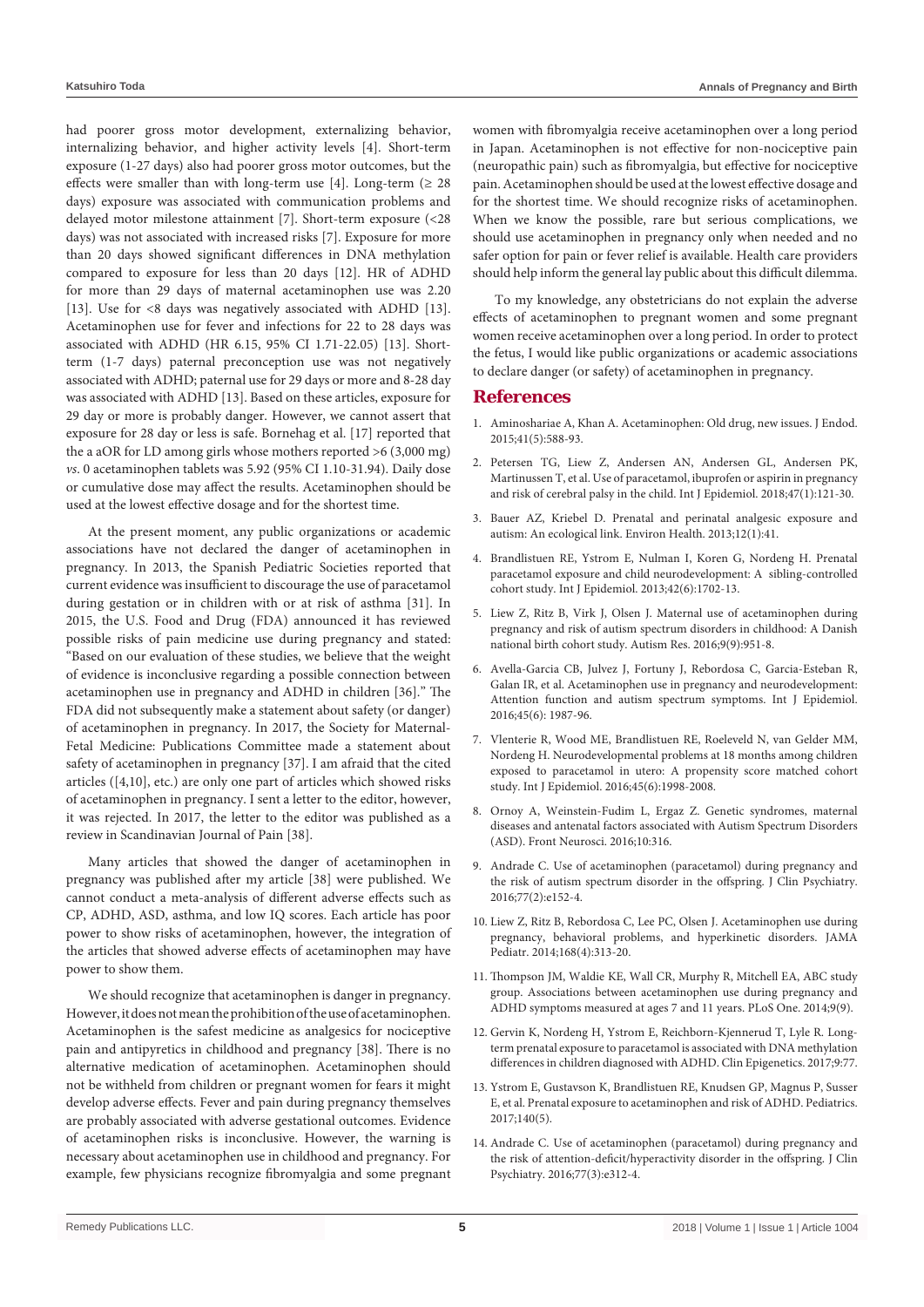had poorer gross motor development, externalizing behavior, internalizing behavior, and higher activity levels [4]. Short-term exposure (1-27 days) also had poorer gross motor outcomes, but the effects were smaller than with long-term use [4]. Long-term (≥ 28 days) exposure was associated with communication problems and delayed motor milestone attainment [7]. Short-term exposure (<28 days) was not associated with increased risks [7]. Exposure for more than 20 days showed significant differences in DNA methylation compared to exposure for less than 20 days [12]. HR of ADHD for more than 29 days of maternal acetaminophen use was 2.20 [13]. Use for <8 days was negatively associated with ADHD [13]. Acetaminophen use for fever and infections for 22 to 28 days was associated with ADHD (HR 6.15, 95% CI 1.71-22.05) [13]. Short-term (1-7 days) paternal preconception use was not negatively associated with ADHD; paternal use for 29 days or more and 8-28 day was associated with ADHD [13]. Based on these articles, exposure for 29 day or more is probably danger. However, we cannot assert that exposure for 28 day or less is safe. Bornehag et al. [17] reported that the a aOR for LD among girls whose mothers reported >6 (3,000 mg) *vs*. 0 acetaminophen tablets was 5.92 (95% CI 1.10-31.94). Daily dose or cumulative dose may affect the results. Acetaminophen should be used at the lowest effective dosage and for the shortest time.

At the present moment, any public organizations or academic associations have not declared the danger of acetaminophen in pregnancy. In 2013, the Spanish Pediatric Societies reported that current evidence was insufficient to discourage the use of paracetamol during gestation or in children with or at risk of asthma [31]. In 2015, the U.S. Food and Drug (FDA) announced it has reviewed possible risks of pain medicine use during pregnancy and stated: "Based on our evaluation of these studies, we believe that the weight of evidence is inconclusive regarding a possible connection between acetaminophen use in pregnancy and ADHD in children [36]." The FDA did not subsequently make a statement about safety (or danger) of acetaminophen in pregnancy. In 2017, the Society for Maternal-Fetal Medicine: Publications Committee made a statement about safety of acetaminophen in pregnancy [37]. I am afraid that the cited articles ([4,10], etc.) are only one part of articles which showed risks of acetaminophen in pregnancy. I sent a letter to the editor, however, it was rejected. In 2017, the letter to the editor was published as a review in Scandinavian Journal of Pain [38].

Many articles that showed the danger of acetaminophen in pregnancy was published after my article [38] were published. We cannot conduct a meta-analysis of different adverse effects such as CP, ADHD, ASD, asthma, and low IQ scores. Each article has poor power to show risks of acetaminophen, however, the integration of the articles that showed adverse effects of acetaminophen may have power to show them.

We should recognize that acetaminophen is danger in pregnancy. However, it does not mean the prohibition of the use of acetaminophen. Acetaminophen is the safest medicine as analgesics for nociceptive pain and antipyretics in childhood and pregnancy [38]. There is no alternative medication of acetaminophen. Acetaminophen should not be withheld from children or pregnant women for fears it might develop adverse effects. Fever and pain during pregnancy themselves are probably associated with adverse gestational outcomes. Evidence of acetaminophen risks is inconclusive. However, the warning is necessary about acetaminophen use in childhood and pregnancy. For example, few physicians recognize fibromyalgia and some pregnant women with fibromyalgia receive acetaminophen over a long period in Japan. Acetaminophen is not effective for non-nociceptive pain (neuropathic pain) such as fibromyalgia, but effective for nociceptive pain. Acetaminophen should be used at the lowest effective dosage and for the shortest time. We should recognize risks of acetaminophen. When we know the possible, rare but serious complications, we should use acetaminophen in pregnancy only when needed and no safer option for pain or fever relief is available. Health care providers should help inform the general lay public about this difficult dilemma.

To my knowledge, any obstetricians do not explain the adverse effects of acetaminophen to pregnant women and some pregnant women receive acetaminophen over a long period. In order to protect the fetus, I would like public organizations or academic associations to declare danger (or safety) of acetaminophen in pregnancy.

## References

1. Aminoshariae A, Khan A. Acetaminophen: Old drug, new issues. J Endod. 2015;41(5):588-93.
2. Petersen TG, Liew Z, Andersen AN, Andersen GL, Andersen PK, Martinussen T, et al. Use of paracetamol, ibuprofen or aspirin in pregnancy and risk of cerebral palsy in the child. Int J Epidemiol. 2018;47(1):121-30.
3. Bauer AZ, Kriebel D. Prenatal and perinatal analgesic exposure and autism: An ecological link. Environ Health. 2013;12(1):41.
4. Brandlistuen RE, Ystrom E, Nulman I, Koren G, Nordeng H. Prenatal paracetamol exposure and child neurodevelopment: A sibling-controlled cohort study. Int J Epidemiol. 2013;42(6):1702-13.
5. Liew Z, Ritz B, Virk J, Olsen J. Maternal use of acetaminophen during pregnancy and risk of autism spectrum disorders in childhood: A Danish national birth cohort study. Autism Res. 2016;9(9):951-8.
6. Avella-Garcia CB, Julvez J, Fortuny J, Rebordosa C, Garcia-Esteban R, Galan IR, et al. Acetaminophen use in pregnancy and neurodevelopment: Attention function and autism spectrum symptoms. Int J Epidemiol. 2016;45(6): 1987-96.
7. Vlenterie R, Wood ME, Brandlistuen RE, Roeleveld N, van Gelder MM, Nordeng H. Neurodevelopmental problems at 18 months among children exposed to paracetamol in utero: A propensity score matched cohort study. Int J Epidemiol. 2016;45(6):1998-2008.
8. Ornoy A, Weinstein-Fudim L, Ergaz Z. Genetic syndromes, maternal diseases and antenatal factors associated with Autism Spectrum Disorders (ASD). Front Neurosci. 2016;10:316.
9. Andrade C. Use of acetaminophen (paracetamol) during pregnancy and the risk of autism spectrum disorder in the offspring. J Clin Psychiatry. 2016;77(2):e152-4.
10. Liew Z, Ritz B, Rebordosa C, Lee PC, Olsen J. Acetaminophen use during pregnancy, behavioral problems, and hyperkinetic disorders. JAMA Pediatr. 2014;168(4):313-20.
11. Thompson JM, Waldie KE, Wall CR, Murphy R, Mitchell EA, ABC study group. Associations between acetaminophen use during pregnancy and ADHD symptoms measured at ages 7 and 11 years. PLoS One. 2014;9(9).
12. Gervin K, Nordeng H, Ystrom E, Reichborn-Kjennerud T, Lyle R. Long-term prenatal exposure to paracetamol is associated with DNA methylation differences in children diagnosed with ADHD. Clin Epigenetics. 2017;9:77.
13. Ystrom E, Gustavson K, Brandlistuen RE, Knudsen GP, Magnus P, Susser E, et al. Prenatal exposure to acetaminophen and risk of ADHD. Pediatrics. 2017;140(5).
14. Andrade C. Use of acetaminophen (paracetamol) during pregnancy and the risk of attention-deficit/hyperactivity disorder in the offspring. J Clin Psychiatry. 2016;77(3):e312-4.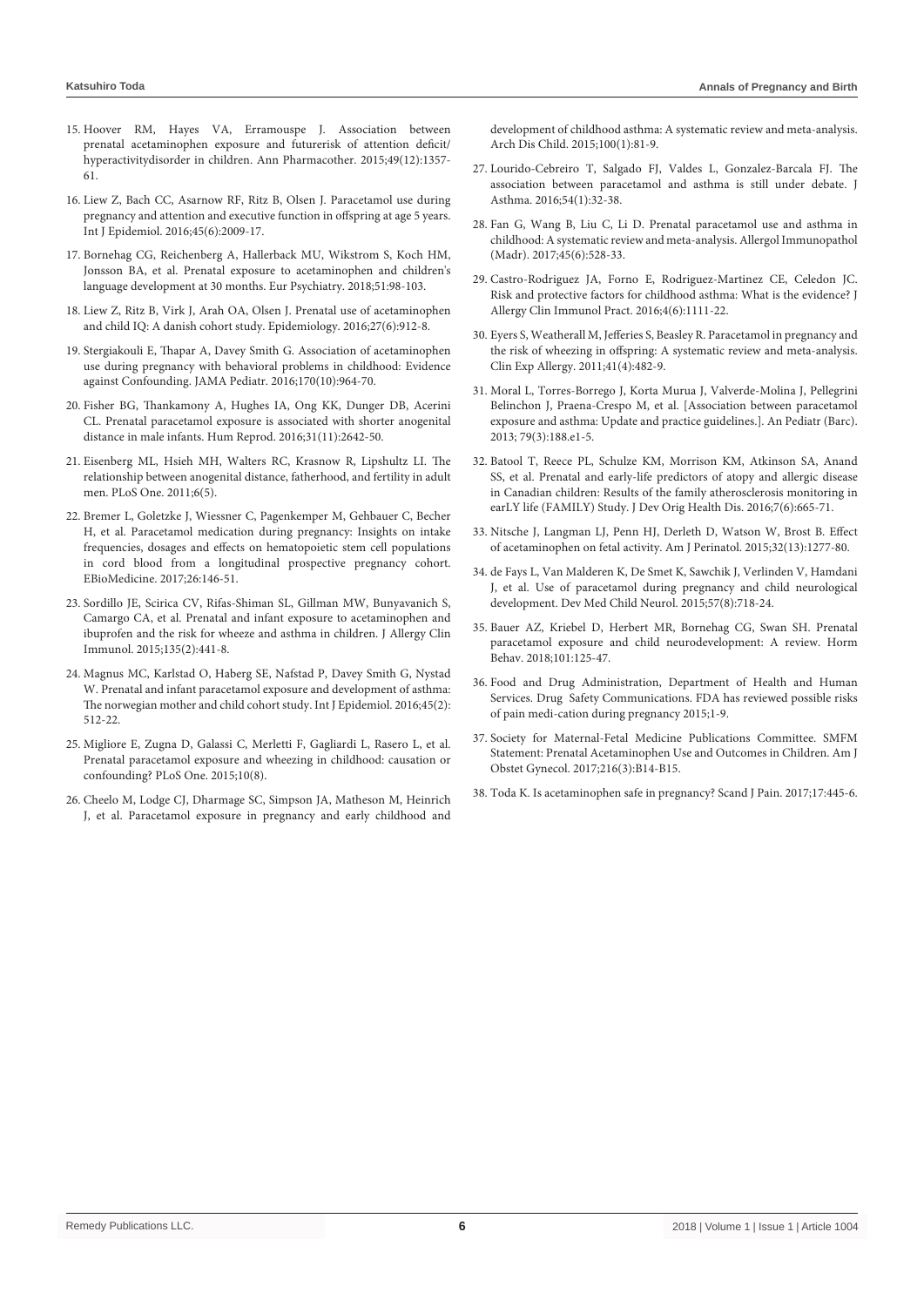15. Hoover RM, Hayes VA, Erramouspe J. Association between prenatal acetaminophen exposure and futurerisk of attention deficit/ hyperactivitydisorder in children. Ann Pharmacother. 2015;49(12):1357-61.

16. Liew Z, Bach CC, Asarnow RF, Ritz B, Olsen J. Paracetamol use during pregnancy and attention and executive function in offspring at age 5 years. Int J Epidemiol. 2016;45(6):2009-17.

17. Bornehag CG, Reichenberg A, Hallerback MU, Wikstrom S, Koch HM, Jonsson BA, et al. Prenatal exposure to acetaminophen and children's language development at 30 months. Eur Psychiatry. 2018;51:98-103.

18. Liew Z, Ritz B, Virk J, Arah OA, Olsen J. Prenatal use of acetaminophen and child IQ: A danish cohort study. Epidemiology. 2016;27(6):912-8.

19. Stergiakouli E, Thapar A, Davey Smith G. Association of acetaminophen use during pregnancy with behavioral problems in childhood: Evidence against Confounding. JAMA Pediatr. 2016;170(10):964-70.

20. Fisher BG, Thankamony A, Hughes IA, Ong KK, Dunger DB, Acerini CL. Prenatal paracetamol exposure is associated with shorter anogenital distance in male infants. Hum Reprod. 2016;31(11):2642-50.

21. Eisenberg ML, Hsieh MH, Walters RC, Krasnow R, Lipshultz LI. The relationship between anogenital distance, fatherhood, and fertility in adult men. PLoS One. 2011;6(5).

22. Bremer L, Goletzke J, Wiessner C, Pagenkemper M, Gehbauer C, Becher H, et al. Paracetamol medication during pregnancy: Insights on intake frequencies, dosages and effects on hematopoietic stem cell populations in cord blood from a longitudinal prospective pregnancy cohort. EBioMedicine. 2017;26:146-51.

23. Sordillo JE, Scirica CV, Rifas-Shiman SL, Gillman MW, Bunyavanich S, Camargo CA, et al. Prenatal and infant exposure to acetaminophen and ibuprofen and the risk for wheeze and asthma in children. J Allergy Clin Immunol. 2015;135(2):441-8.

24. Magnus MC, Karlstad O, Haberg SE, Nafstad P, Davey Smith G, Nystad W. Prenatal and infant paracetamol exposure and development of asthma: The norwegian mother and child cohort study. Int J Epidemiol. 2016;45(2): 512-22.

25. Migliore E, Zugna D, Galassi C, Merletti F, Gagliardi L, Rasero L, et al. Prenatal paracetamol exposure and wheezing in childhood: causation or confounding? PLoS One. 2015;10(8).

26. Cheelo M, Lodge CJ, Dharmage SC, Simpson JA, Matheson M, Heinrich J, et al. Paracetamol exposure in pregnancy and early childhood and development of childhood asthma: A systematic review and meta-analysis. Arch Dis Child. 2015;100(1):81-9.

27. Lourido-Cebreiro T, Salgado FJ, Valdes L, Gonzalez-Barcala FJ. The association between paracetamol and asthma is still under debate. J Asthma. 2016;54(1):32-38.

28. Fan G, Wang B, Liu C, Li D. Prenatal paracetamol use and asthma in childhood: A systematic review and meta-analysis. Allergol Immunopathol (Madr). 2017;45(6):528-33.

29. Castro-Rodriguez JA, Forno E, Rodriguez-Martinez CE, Celedon JC. Risk and protective factors for childhood asthma: What is the evidence? J Allergy Clin Immunol Pract. 2016;4(6):1111-22.

30. Eyers S, Weatherall M, Jefferies S, Beasley R. Paracetamol in pregnancy and the risk of wheezing in offspring: A systematic review and meta-analysis. Clin Exp Allergy. 2011;41(4):482-9.

31. Moral L, Torres-Borrego J, Korta Murua J, Valverde-Molina J, Pellegrini Belinchon J, Praena-Crespo M, et al. [Association between paracetamol exposure and asthma: Update and practice guidelines.]. An Pediatr (Barc). 2013; 79(3):188.e1-5.

32. Batool T, Reece PL, Schulze KM, Morrison KM, Atkinson SA, Anand SS, et al. Prenatal and early-life predictors of atopy and allergic disease in Canadian children: Results of the family atherosclerosis monitoring in earLY life (FAMILY) Study. J Dev Orig Health Dis. 2016;7(6):665-71.

33. Nitsche J, Langman LJ, Penn HJ, Derleth D, Watson W, Brost B. Effect of acetaminophen on fetal activity. Am J Perinatol. 2015;32(13):1277-80.

34. de Fays L, Van Malderen K, De Smet K, Sawchik J, Verlinden V, Hamdani J, et al. Use of paracetamol during pregnancy and child neurological development. Dev Med Child Neurol. 2015;57(8):718-24.

35. Bauer AZ, Kriebel D, Herbert MR, Bornehag CG, Swan SH. Prenatal paracetamol exposure and child neurodevelopment: A review. Horm Behav. 2018;101:125-47.

36. Food and Drug Administration, Department of Health and Human Services. Drug Safety Communications. FDA has reviewed possible risks of pain medi-cation during pregnancy 2015;1-9.

37. Society for Maternal-Fetal Medicine Publications Committee. SMFM Statement: Prenatal Acetaminophen Use and Outcomes in Children. Am J Obstet Gynecol. 2017;216(3):B14-B15.

38. Toda K. Is acetaminophen safe in pregnancy? Scand J Pain. 2017;17:445-6.